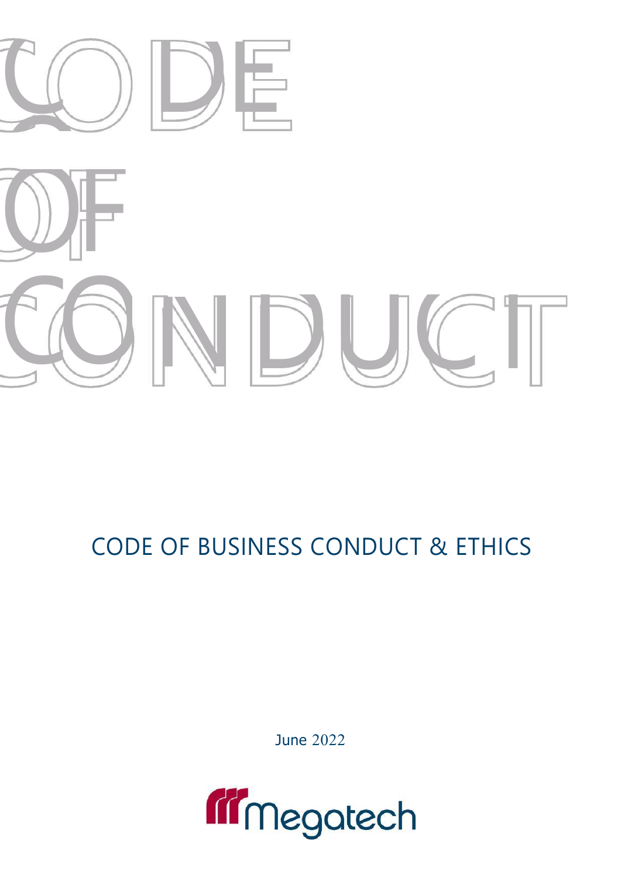# CODE OF CONDUCT

## CODE OF BUSINESS CONDUCT & ETHICS

June 2022

Megatech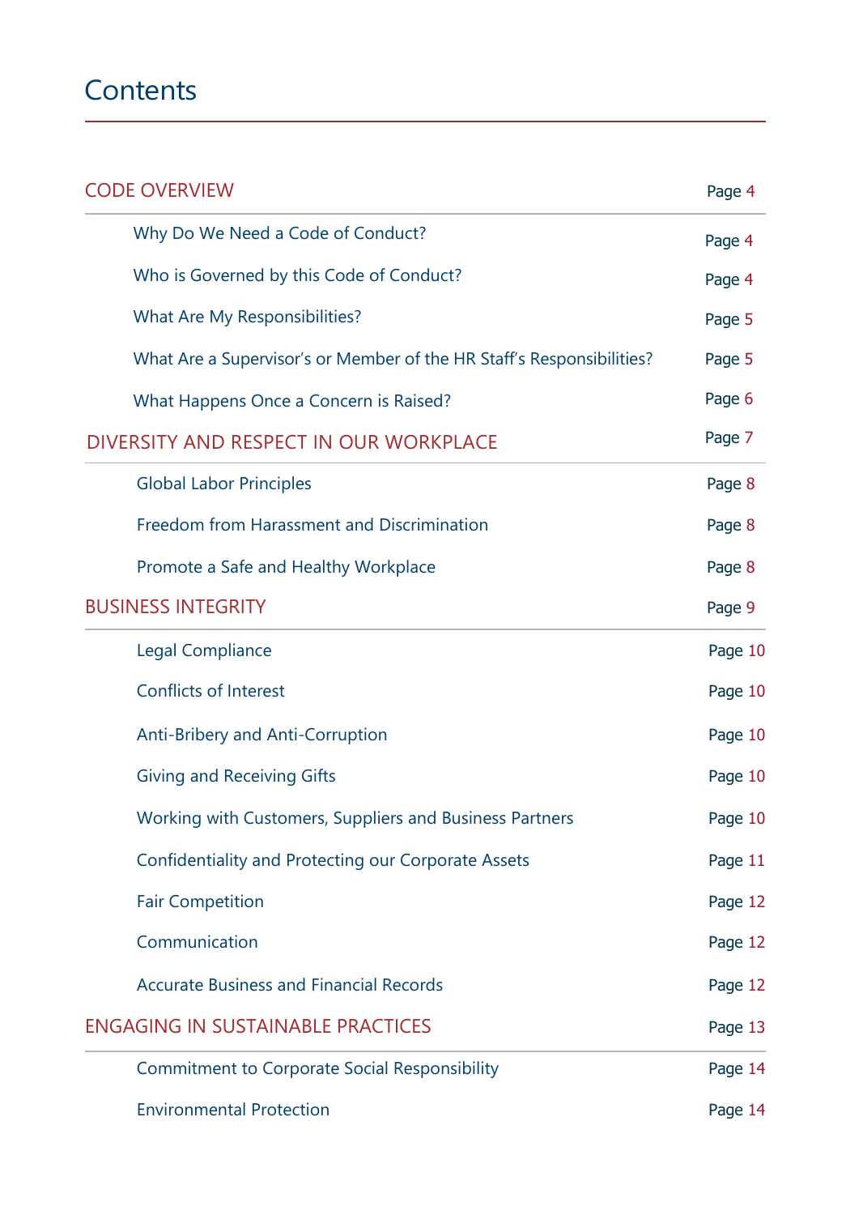# Contents

| | |
|---|---|
| **CODE OVERVIEW** | Page 4 |
| Why Do We Need a Code of Conduct? | Page 4 |
| Who is Governed by this Code of Conduct? | Page 4 |
| What Are My Responsibilities? | Page 5 |
| What Are a Supervisor's or Member of the HR Staff's Responsibilities? | Page 5 |
| What Happens Once a Concern is Raised? | Page 6 |
| **DIVERSITY AND RESPECT IN OUR WORKPLACE** | Page 7 |
| Global Labor Principles | Page 8 |
| Freedom from Harassment and Discrimination | Page 8 |
| Promote a Safe and Healthy Workplace | Page 8 |
| **BUSINESS INTEGRITY** | Page 9 |
| Legal Compliance | Page 10 |
| Conflicts of Interest | Page 10 |
| Anti-Bribery and Anti-Corruption | Page 10 |
| Giving and Receiving Gifts | Page 10 |
| Working with Customers, Suppliers and Business Partners | Page 10 |
| Confidentiality and Protecting our Corporate Assets | Page 11 |
| Fair Competition | Page 12 |
| Communication | Page 12 |
| Accurate Business and Financial Records | Page 12 |
| **ENGAGING IN SUSTAINABLE PRACTICES** | Page 13 |
| Commitment to Corporate Social Responsibility | Page 14 |
| Environmental Protection | Page 14 |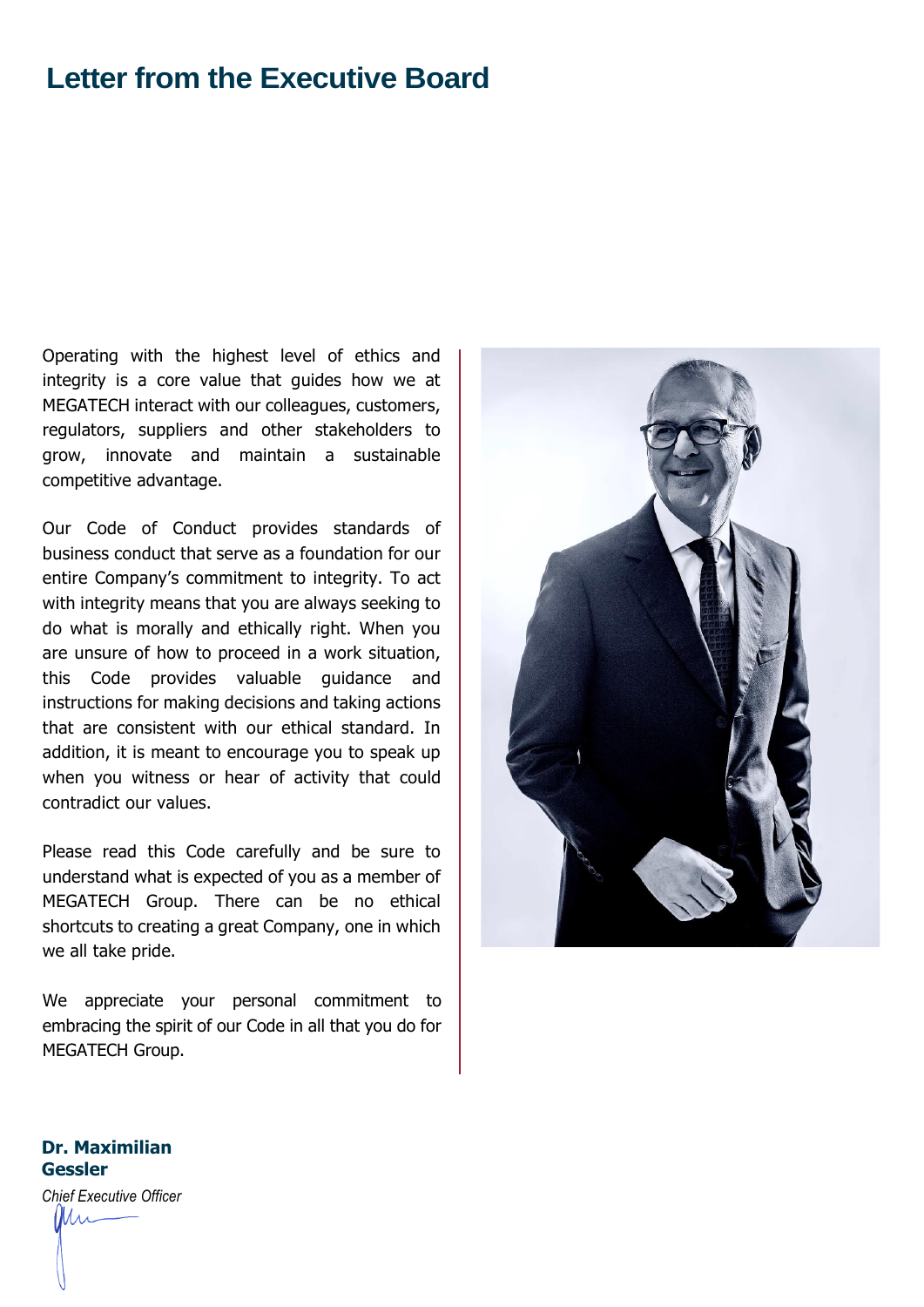# Letter from the Executive Board

Operating with the highest level of ethics and integrity is a core value that guides how we at MEGATECH interact with our colleagues, customers, regulators, suppliers and other stakeholders to grow, innovate and maintain a sustainable competitive advantage.

Our Code of Conduct provides standards of business conduct that serve as a foundation for our entire Company's commitment to integrity. To act with integrity means that you are always seeking to do what is morally and ethically right. When you are unsure of how to proceed in a work situation, this Code provides valuable guidance and instructions for making decisions and taking actions that are consistent with our ethical standard. In addition, it is meant to encourage you to speak up when you witness or hear of activity that could contradict our values.

Please read this Code carefully and be sure to understand what is expected of you as a member of MEGATECH Group. There can be no ethical shortcuts to creating a great Company, one in which we all take pride.

We appreciate your personal commitment to embracing the spirit of our Code in all that you do for MEGATECH Group.

**Dr. Maximilian Gessler**
*Chief Executive Officer*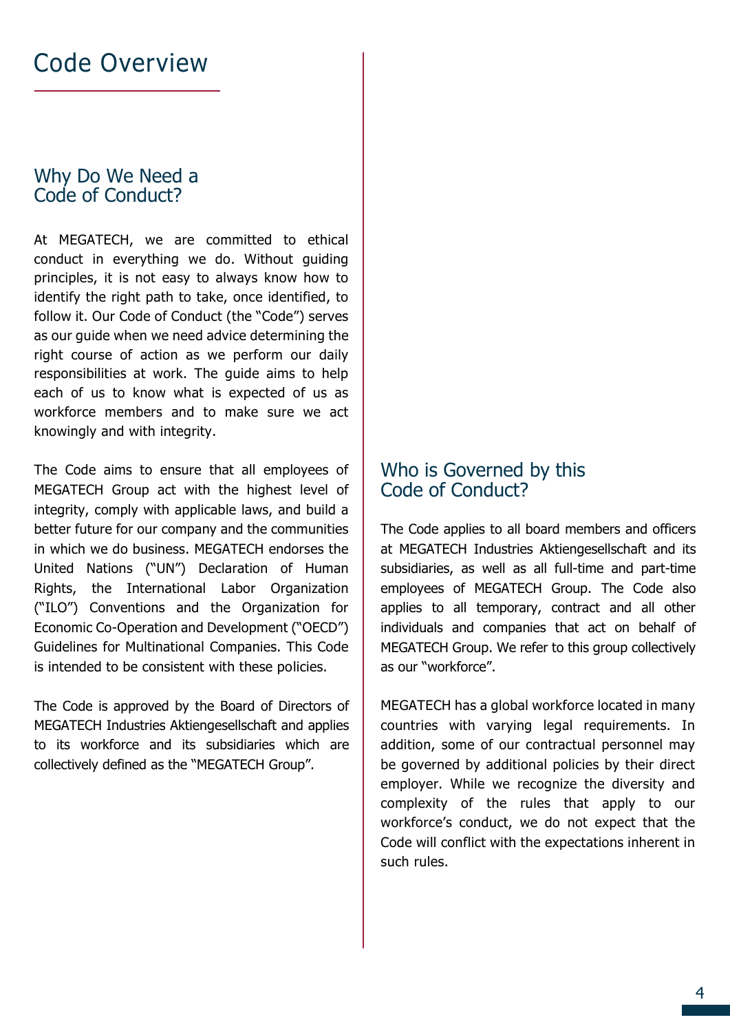# Code Overview

## Why Do We Need a Code of Conduct?

At MEGATECH, we are committed to ethical conduct in everything we do. Without guiding principles, it is not easy to always know how to identify the right path to take, once identified, to follow it. Our Code of Conduct (the "Code") serves as our guide when we need advice determining the right course of action as we perform our daily responsibilities at work. The guide aims to help each of us to know what is expected of us as workforce members and to make sure we act knowingly and with integrity.

The Code aims to ensure that all employees of MEGATECH Group act with the highest level of integrity, comply with applicable laws, and build a better future for our company and the communities in which we do business. MEGATECH endorses the United Nations ("UN") Declaration of Human Rights, the International Labor Organization ("ILO") Conventions and the Organization for Economic Co-Operation and Development ("OECD") Guidelines for Multinational Companies. This Code is intended to be consistent with these policies.

The Code is approved by the Board of Directors of MEGATECH Industries Aktiengesellschaft and applies to its workforce and its subsidiaries which are collectively defined as the "MEGATECH Group".

## Who is Governed by this Code of Conduct?

The Code applies to all board members and officers at MEGATECH Industries Aktiengesellschaft and its subsidiaries, as well as all full-time and part-time employees of MEGATECH Group. The Code also applies to all temporary, contract and all other individuals and companies that act on behalf of MEGATECH Group. We refer to this group collectively as our "workforce".

MEGATECH has a global workforce located in many countries with varying legal requirements. In addition, some of our contractual personnel may be governed by additional policies by their direct employer. While we recognize the diversity and complexity of the rules that apply to our workforce's conduct, we do not expect that the Code will conflict with the expectations inherent in such rules.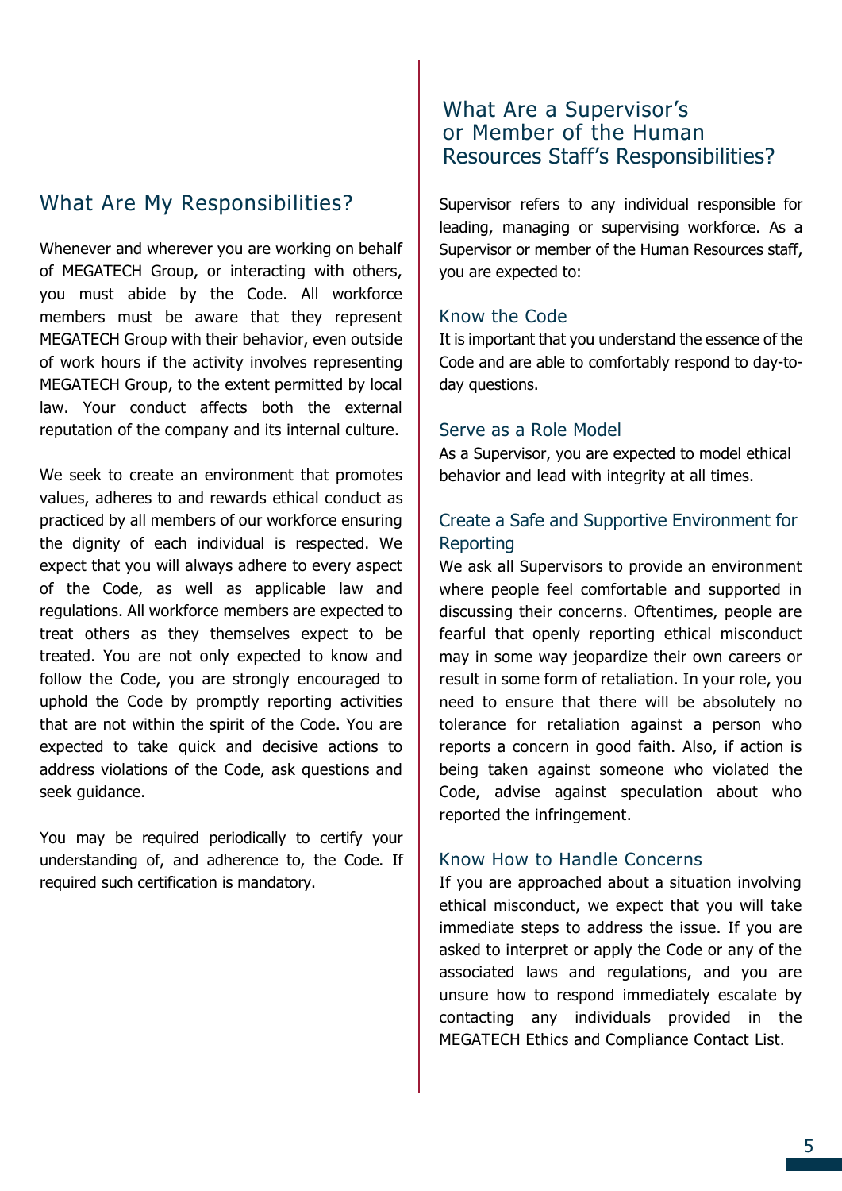## What Are My Responsibilities?

Whenever and wherever you are working on behalf of MEGATECH Group, or interacting with others, you must abide by the Code. All workforce members must be aware that they represent MEGATECH Group with their behavior, even outside of work hours if the activity involves representing MEGATECH Group, to the extent permitted by local law. Your conduct affects both the external reputation of the company and its internal culture.

We seek to create an environment that promotes values, adheres to and rewards ethical conduct as practiced by all members of our workforce ensuring the dignity of each individual is respected. We expect that you will always adhere to every aspect of the Code, as well as applicable law and regulations. All workforce members are expected to treat others as they themselves expect to be treated. You are not only expected to know and follow the Code, you are strongly encouraged to uphold the Code by promptly reporting activities that are not within the spirit of the Code. You are expected to take quick and decisive actions to address violations of the Code, ask questions and seek guidance.

You may be required periodically to certify your understanding of, and adherence to, the Code. If required such certification is mandatory.

## What Are a Supervisor's or Member of the Human Resources Staff's Responsibilities?

Supervisor refers to any individual responsible for leading, managing or supervising workforce. As a Supervisor or member of the Human Resources staff, you are expected to:

### Know the Code

It is important that you understand the essence of the Code and are able to comfortably respond to day-to-day questions.

### Serve as a Role Model

As a Supervisor, you are expected to model ethical behavior and lead with integrity at all times.

### Create a Safe and Supportive Environment for Reporting

We ask all Supervisors to provide an environment where people feel comfortable and supported in discussing their concerns. Oftentimes, people are fearful that openly reporting ethical misconduct may in some way jeopardize their own careers or result in some form of retaliation. In your role, you need to ensure that there will be absolutely no tolerance for retaliation against a person who reports a concern in good faith. Also, if action is being taken against someone who violated the Code, advise against speculation about who reported the infringement.

### Know How to Handle Concerns

If you are approached about a situation involving ethical misconduct, we expect that you will take immediate steps to address the issue. If you are asked to interpret or apply the Code or any of the associated laws and regulations, and you are unsure how to respond immediately escalate by contacting any individuals provided in the MEGATECH Ethics and Compliance Contact List.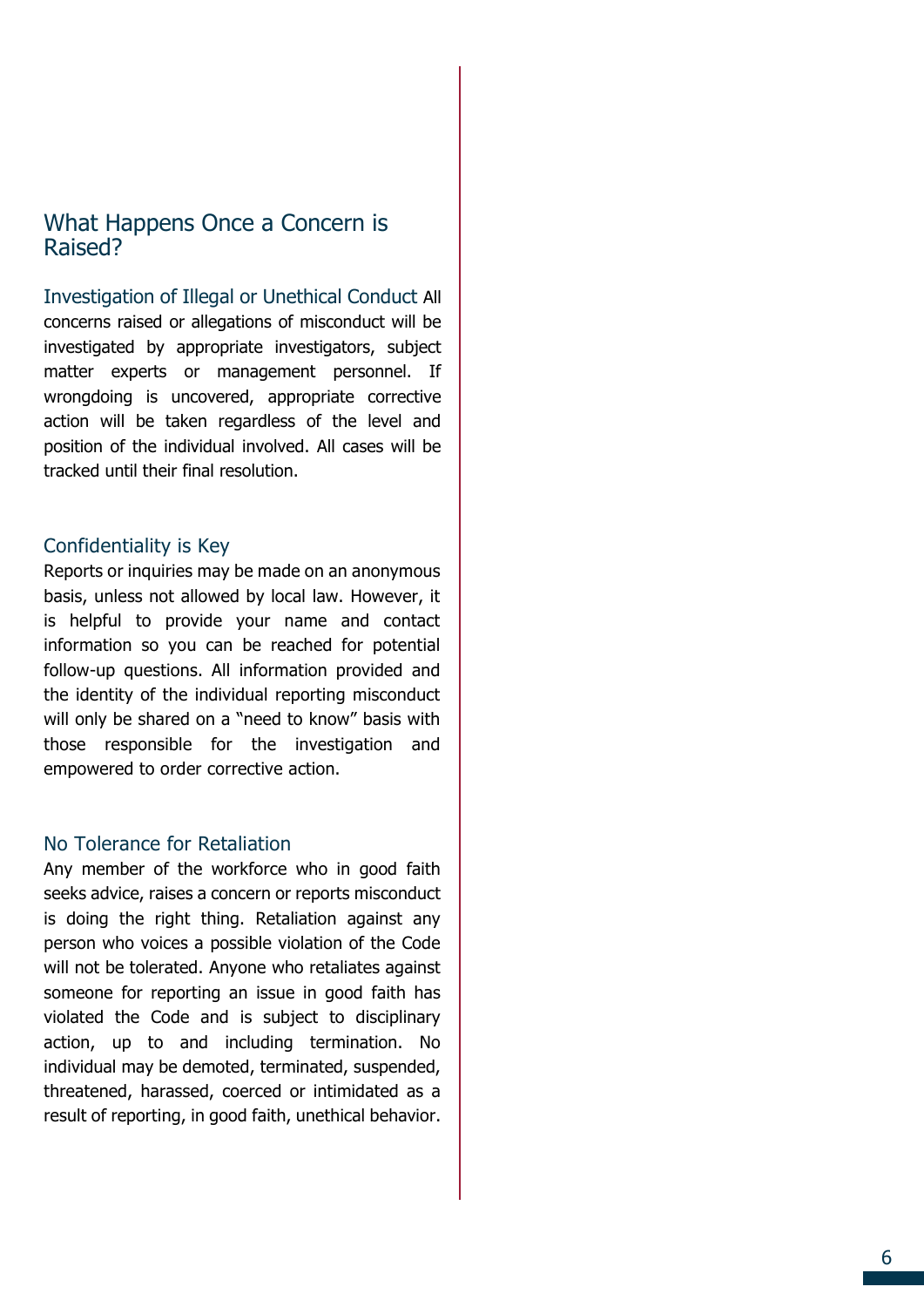## What Happens Once a Concern is Raised?

### Investigation of Illegal or Unethical Conduct

All concerns raised or allegations of misconduct will be investigated by appropriate investigators, subject matter experts or management personnel. If wrongdoing is uncovered, appropriate corrective action will be taken regardless of the level and position of the individual involved. All cases will be tracked until their final resolution.

### Confidentiality is Key

Reports or inquiries may be made on an anonymous basis, unless not allowed by local law. However, it is helpful to provide your name and contact information so you can be reached for potential follow-up questions. All information provided and the identity of the individual reporting misconduct will only be shared on a "need to know" basis with those responsible for the investigation and empowered to order corrective action.

### No Tolerance for Retaliation

Any member of the workforce who in good faith seeks advice, raises a concern or reports misconduct is doing the right thing. Retaliation against any person who voices a possible violation of the Code will not be tolerated. Anyone who retaliates against someone for reporting an issue in good faith has violated the Code and is subject to disciplinary action, up to and including termination. No individual may be demoted, terminated, suspended, threatened, harassed, coerced or intimidated as a result of reporting, in good faith, unethical behavior.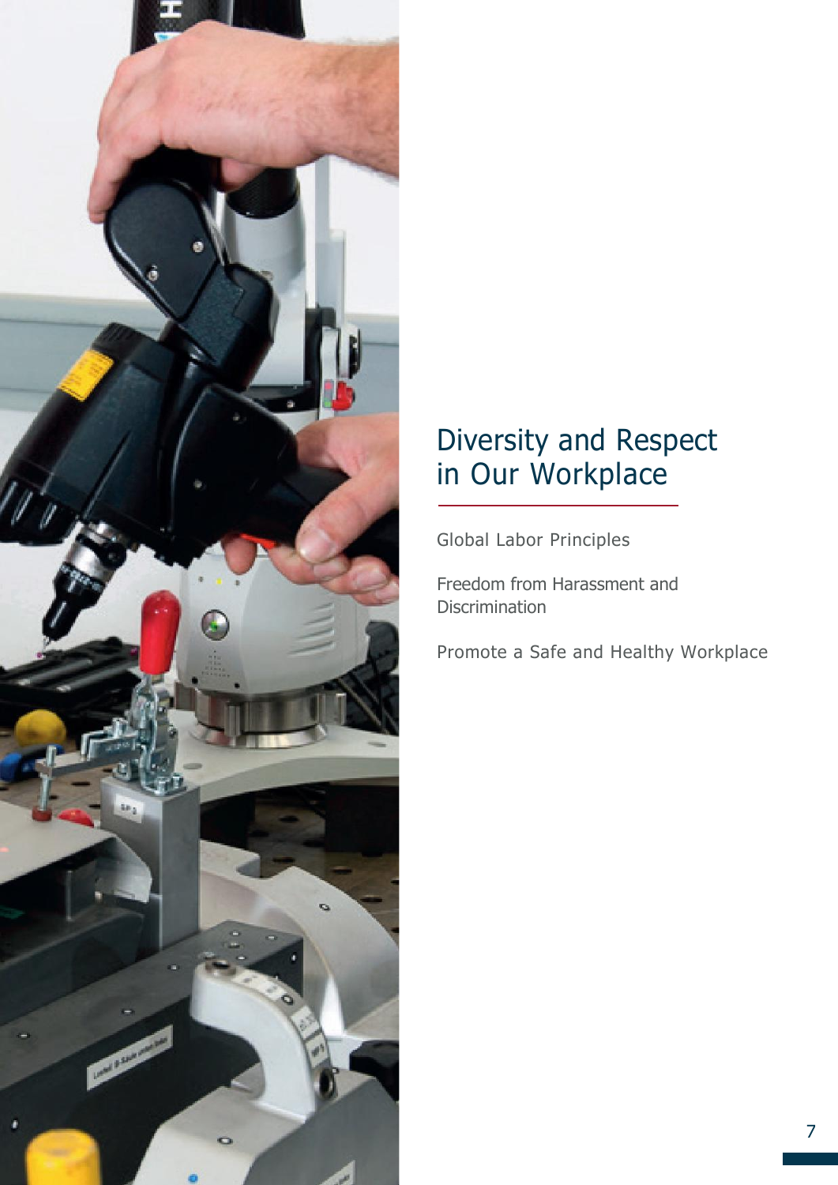# Diversity and Respect in Our Workplace

Global Labor Principles

Freedom from Harassment and Discrimination

Promote a Safe and Healthy Workplace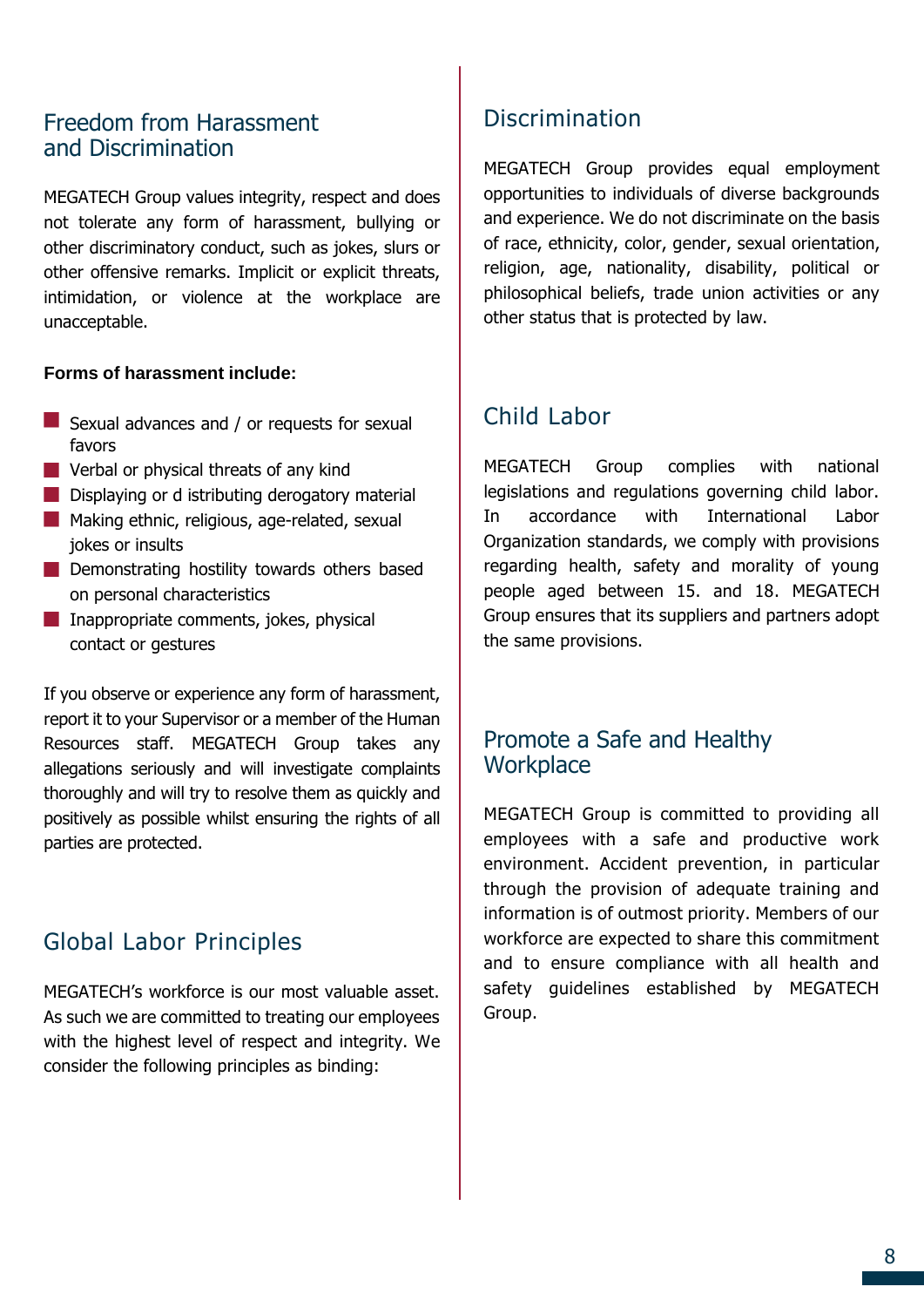## Freedom from Harassment and Discrimination

MEGATECH Group values integrity, respect and does not tolerate any form of harassment, bullying or other discriminatory conduct, such as jokes, slurs or other offensive remarks. Implicit or explicit threats, intimidation, or violence at the workplace are unacceptable.

**Forms of harassment include:**

- Sexual advances and / or requests for sexual favors
- Verbal or physical threats of any kind
- Displaying or d istributing derogatory material
- Making ethnic, religious, age-related, sexual jokes or insults
- Demonstrating hostility towards others based on personal characteristics
- Inappropriate comments, jokes, physical contact or gestures

If you observe or experience any form of harassment, report it to your Supervisor or a member of the Human Resources staff. MEGATECH Group takes any allegations seriously and will investigate complaints thoroughly and will try to resolve them as quickly and positively as possible whilst ensuring the rights of all parties are protected.

## Global Labor Principles

MEGATECH’s workforce is our most valuable asset. As such we are committed to treating our employees with the highest level of respect and integrity. We consider the following principles as binding:

## Discrimination

MEGATECH Group provides equal employment opportunities to individuals of diverse backgrounds and experience. We do not discriminate on the basis of race, ethnicity, color, gender, sexual orientation, religion, age, nationality, disability, political or philosophical beliefs, trade union activities or any other status that is protected by law.

## Child Labor

MEGATECH Group complies with national legislations and regulations governing child labor. In accordance with International Labor Organization standards, we comply with provisions regarding health, safety and morality of young people aged between 15. and 18. MEGATECH Group ensures that its suppliers and partners adopt the same provisions.

## Promote a Safe and Healthy Workplace

MEGATECH Group is committed to providing all employees with a safe and productive work environment. Accident prevention, in particular through the provision of adequate training and information is of outmost priority. Members of our workforce are expected to share this commitment and to ensure compliance with all health and safety guidelines established by MEGATECH Group.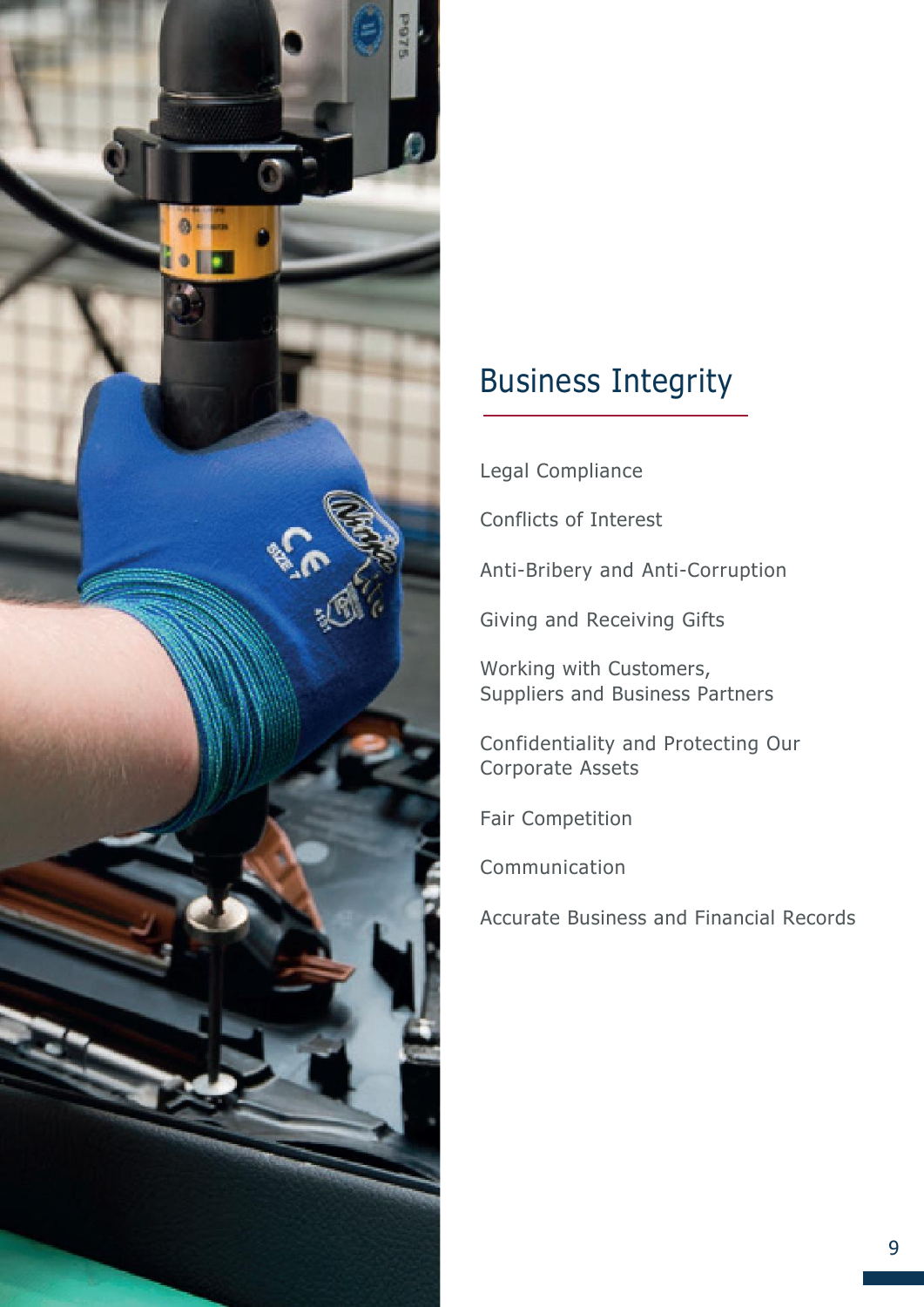# Business Integrity

Legal Compliance

Conflicts of Interest

Anti-Bribery and Anti-Corruption

Giving and Receiving Gifts

Working with Customers, Suppliers and Business Partners

Confidentiality and Protecting Our Corporate Assets

Fair Competition

Communication

Accurate Business and Financial Records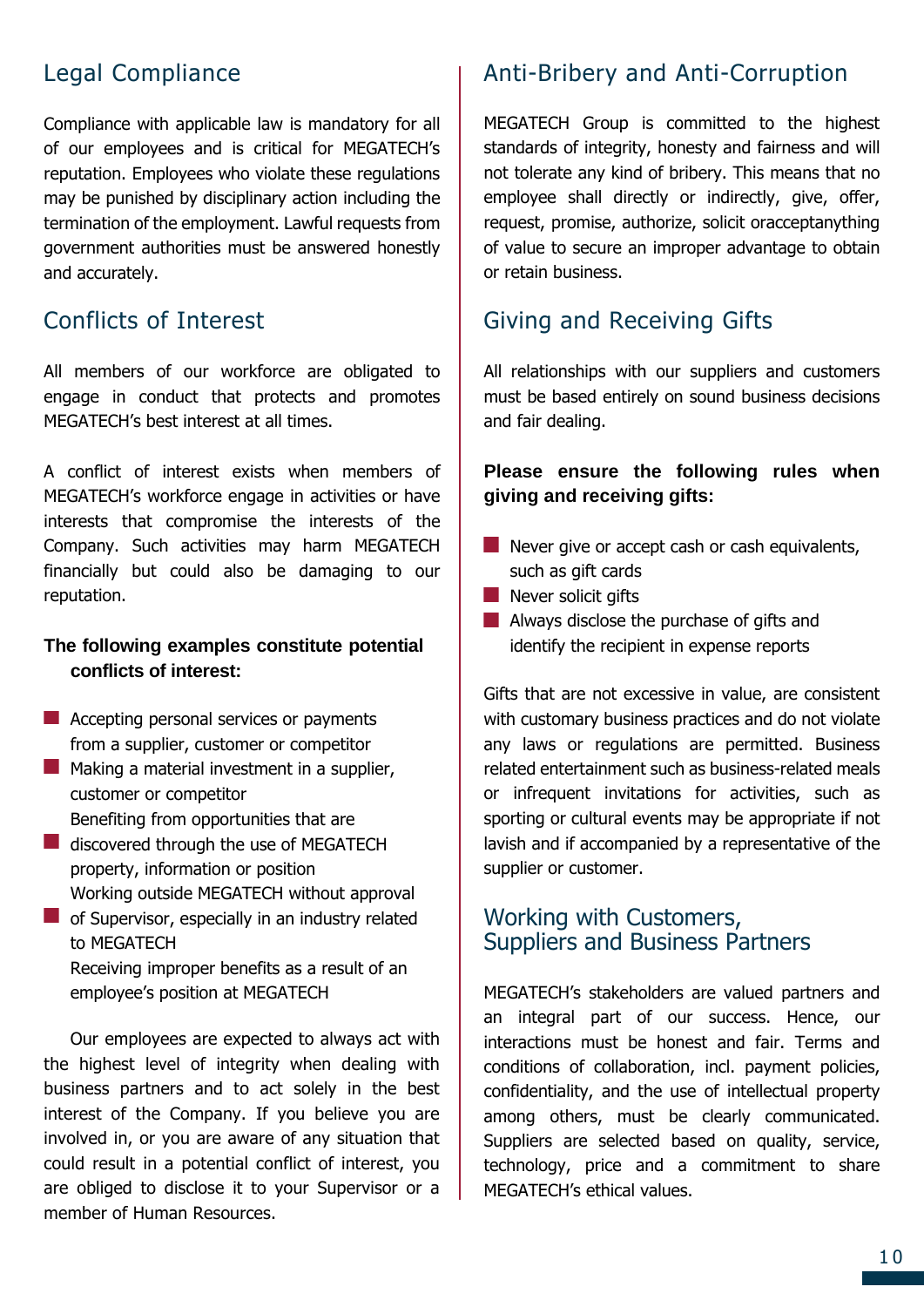## Legal Compliance

Compliance with applicable law is mandatory for all of our employees and is critical for MEGATECH's reputation. Employees who violate these regulations may be punished by disciplinary action including the termination of the employment. Lawful requests from government authorities must be answered honestly and accurately.

## Conflicts of Interest

All members of our workforce are obligated to engage in conduct that protects and promotes MEGATECH's best interest at all times.

A conflict of interest exists when members of MEGATECH's workforce engage in activities or have interests that compromise the interests of the Company. Such activities may harm MEGATECH financially but could also be damaging to our reputation.

**The following examples constitute potential conflicts of interest:**

- Accepting personal services or payments from a supplier, customer or competitor
- Making a material investment in a supplier, customer or competitor
- Benefiting from opportunities that are discovered through the use of MEGATECH property, information or position
- Working outside MEGATECH without approval of Supervisor, especially in an industry related to MEGATECH
- Receiving improper benefits as a result of an employee's position at MEGATECH

Our employees are expected to always act with the highest level of integrity when dealing with business partners and to act solely in the best interest of the Company. If you believe you are involved in, or you are aware of any situation that could result in a potential conflict of interest, you are obliged to disclose it to your Supervisor or a member of Human Resources.

## Anti-Bribery and Anti-Corruption

MEGATECH Group is committed to the highest standards of integrity, honesty and fairness and will not tolerate any kind of bribery. This means that no employee shall directly or indirectly, give, offer, request, promise, authorize, solicit oracceptanything of value to secure an improper advantage to obtain or retain business.

## Giving and Receiving Gifts

All relationships with our suppliers and customers must be based entirely on sound business decisions and fair dealing.

**Please ensure the following rules when giving and receiving gifts:**

- Never give or accept cash or cash equivalents, such as gift cards
- Never solicit gifts
- Always disclose the purchase of gifts and identify the recipient in expense reports

Gifts that are not excessive in value, are consistent with customary business practices and do not violate any laws or regulations are permitted. Business related entertainment such as business-related meals or infrequent invitations for activities, such as sporting or cultural events may be appropriate if not lavish and if accompanied by a representative of the supplier or customer.

## Working with Customers, Suppliers and Business Partners

MEGATECH's stakeholders are valued partners and an integral part of our success. Hence, our interactions must be honest and fair. Terms and conditions of collaboration, incl. payment policies, confidentiality, and the use of intellectual property among others, must be clearly communicated. Suppliers are selected based on quality, service, technology, price and a commitment to share MEGATECH's ethical values.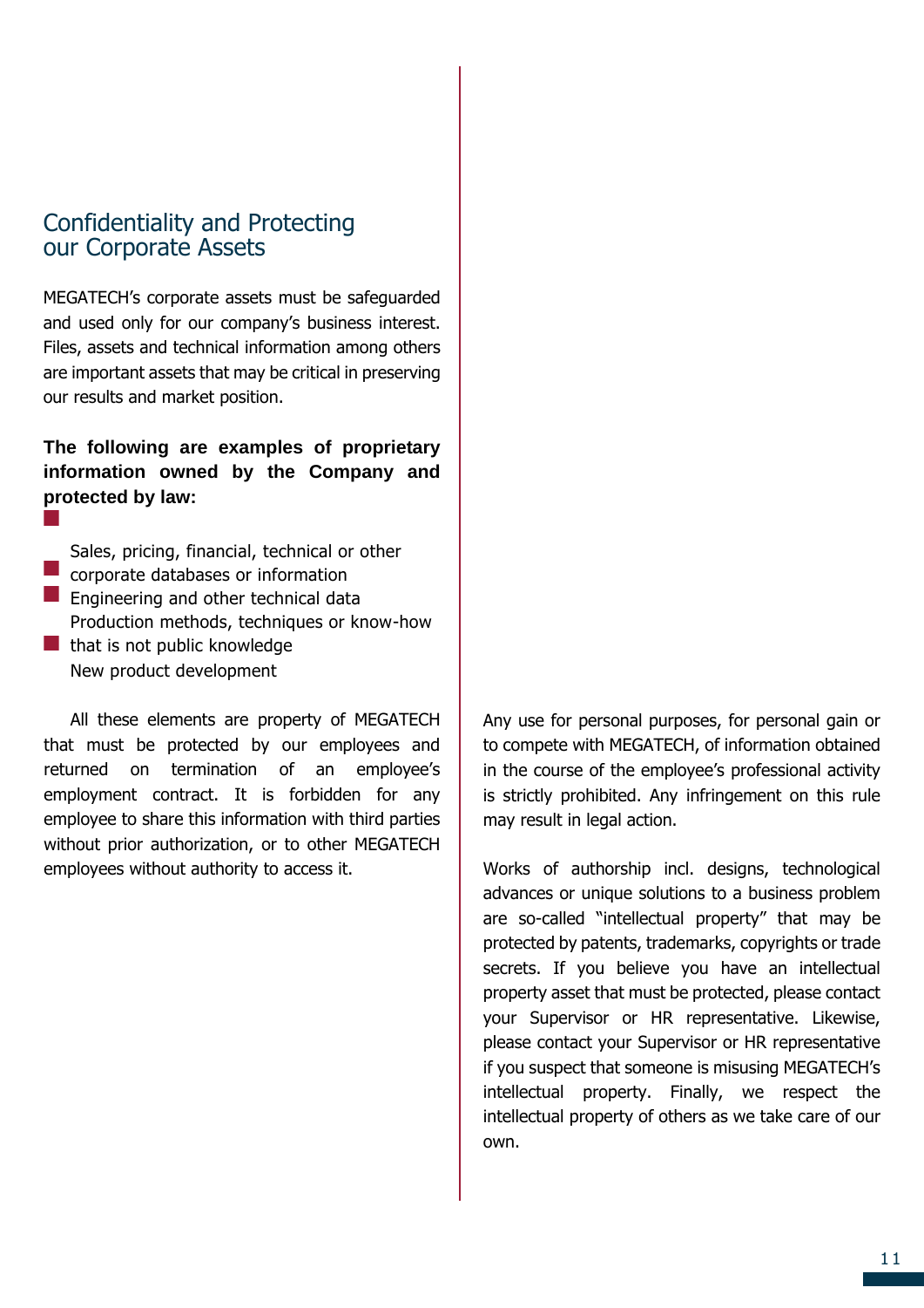## Confidentiality and Protecting our Corporate Assets

MEGATECH's corporate assets must be safeguarded and used only for our company's business interest. Files, assets and technical information among others are important assets that may be critical in preserving our results and market position.

**The following are examples of proprietary information owned by the Company and protected by law:**

- Sales, pricing, financial, technical or other corporate databases or information
- Engineering and other technical data
- Production methods, techniques or know-how that is not public knowledge
- New product development

All these elements are property of MEGATECH that must be protected by our employees and returned on termination of an employee's employment contract. It is forbidden for any employee to share this information with third parties without prior authorization, or to other MEGATECH employees without authority to access it.

Any use for personal purposes, for personal gain or to compete with MEGATECH, of information obtained in the course of the employee's professional activity is strictly prohibited. Any infringement on this rule may result in legal action.

Works of authorship incl. designs, technological advances or unique solutions to a business problem are so-called "intellectual property" that may be protected by patents, trademarks, copyrights or trade secrets. If you believe you have an intellectual property asset that must be protected, please contact your Supervisor or HR representative. Likewise, please contact your Supervisor or HR representative if you suspect that someone is misusing MEGATECH's intellectual property. Finally, we respect the intellectual property of others as we take care of our own.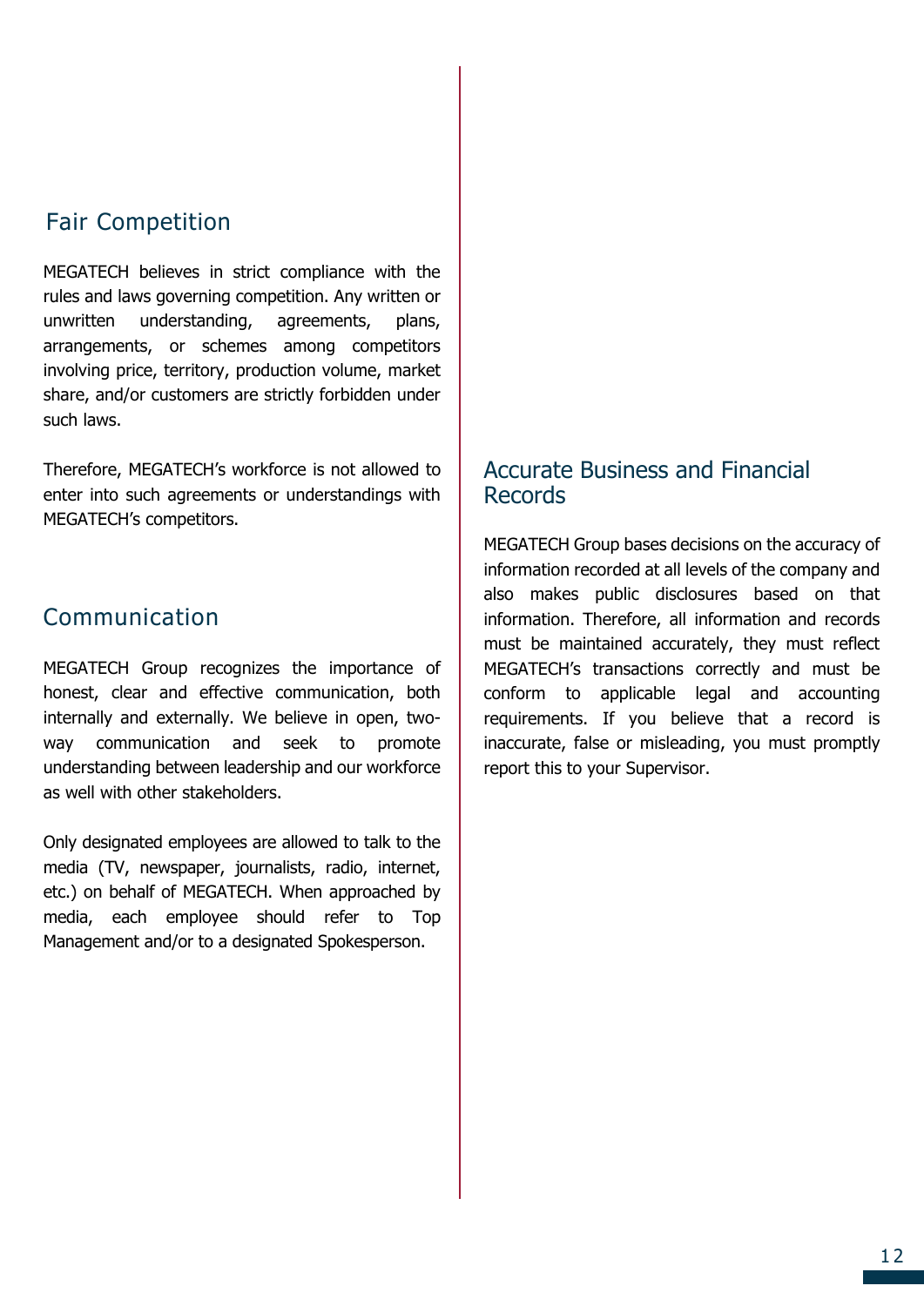## Fair Competition

MEGATECH believes in strict compliance with the rules and laws governing competition. Any written or unwritten understanding, agreements, plans, arrangements, or schemes among competitors involving price, territory, production volume, market share, and/or customers are strictly forbidden under such laws.

Therefore, MEGATECH's workforce is not allowed to enter into such agreements or understandings with MEGATECH's competitors.

## Communication

MEGATECH Group recognizes the importance of honest, clear and effective communication, both internally and externally. We believe in open, two-way communication and seek to promote understanding between leadership and our workforce as well with other stakeholders.

Only designated employees are allowed to talk to the media (TV, newspaper, journalists, radio, internet, etc.) on behalf of MEGATECH. When approached by media, each employee should refer to Top Management and/or to a designated Spokesperson.

## Accurate Business and Financial Records

MEGATECH Group bases decisions on the accuracy of information recorded at all levels of the company and also makes public disclosures based on that information. Therefore, all information and records must be maintained accurately, they must reflect MEGATECH's transactions correctly and must be conform to applicable legal and accounting requirements. If you believe that a record is inaccurate, false or misleading, you must promptly report this to your Supervisor.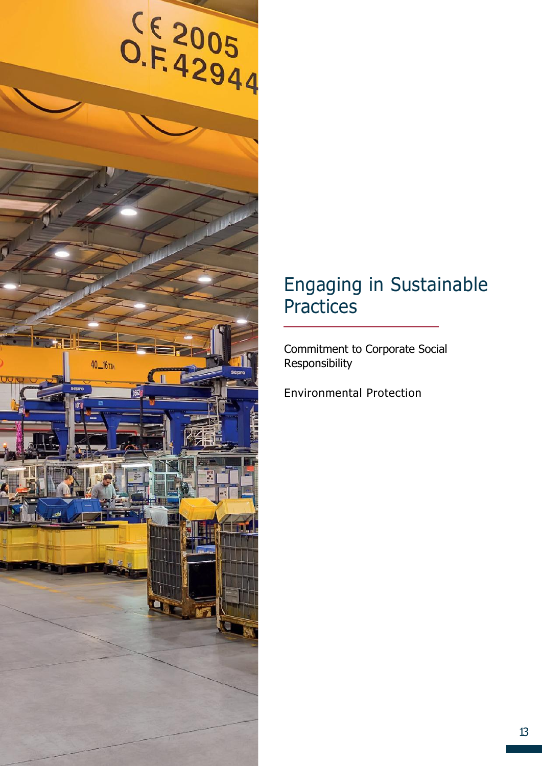# Engaging in Sustainable Practices

Commitment to Corporate Social Responsibility

Environmental Protection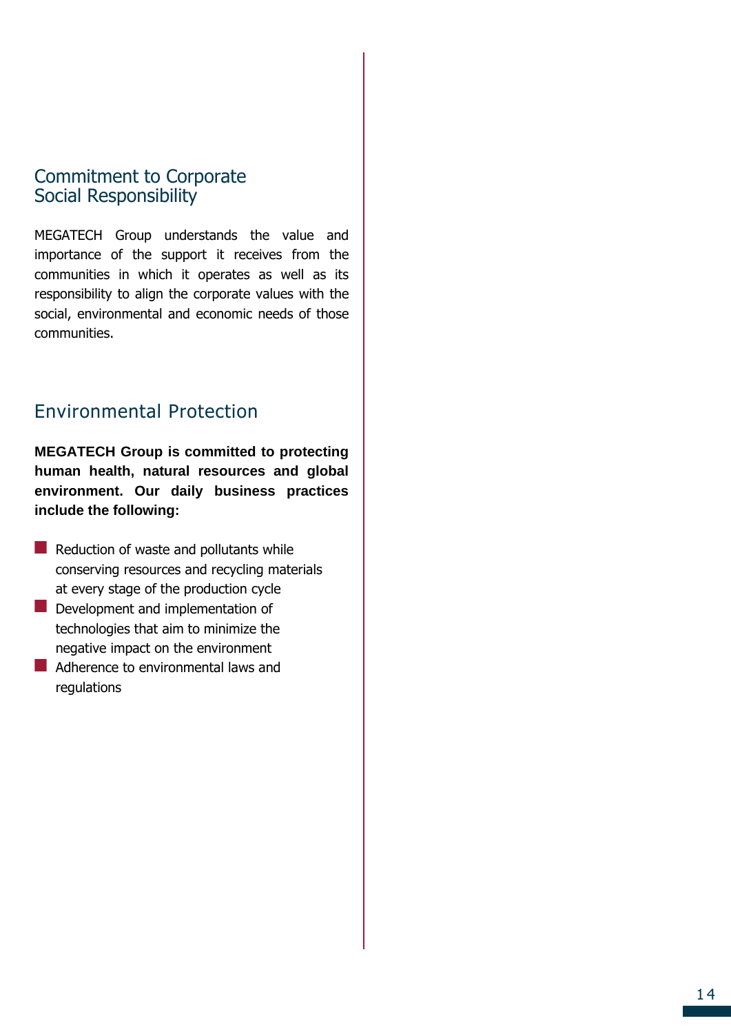## Commitment to Corporate Social Responsibility

MEGATECH Group understands the value and importance of the support it receives from the communities in which it operates as well as its responsibility to align the corporate values with the social, environmental and economic needs of those communities.

## Environmental Protection

**MEGATECH Group is committed to protecting human health, natural resources and global environment. Our daily business practices include the following:**

- Reduction of waste and pollutants while conserving resources and recycling materials at every stage of the production cycle
- Development and implementation of technologies that aim to minimize the negative impact on the environment
- Adherence to environmental laws and regulations